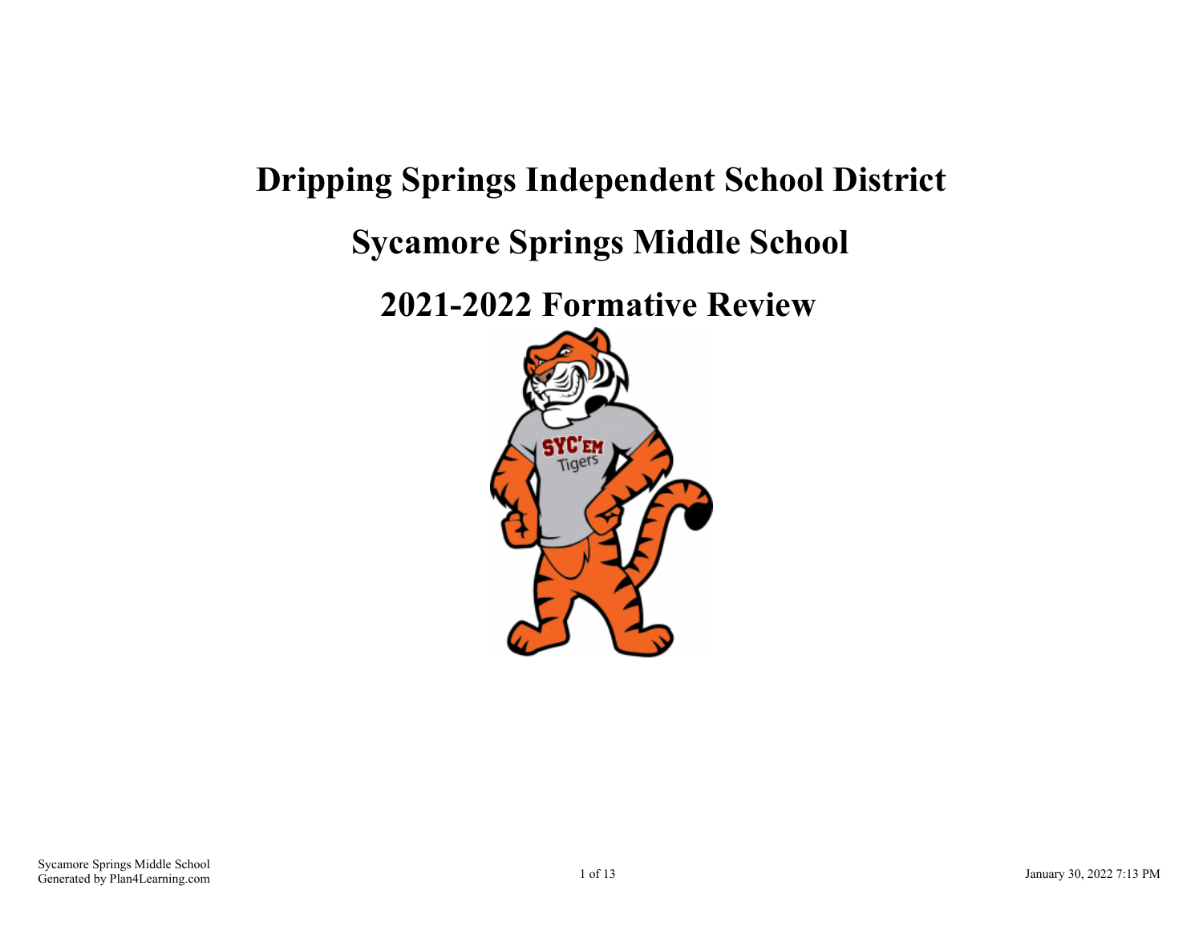# Dripping Springs Independent School District

# Sycamore Springs Middle School

# 2021-2022 Formative Review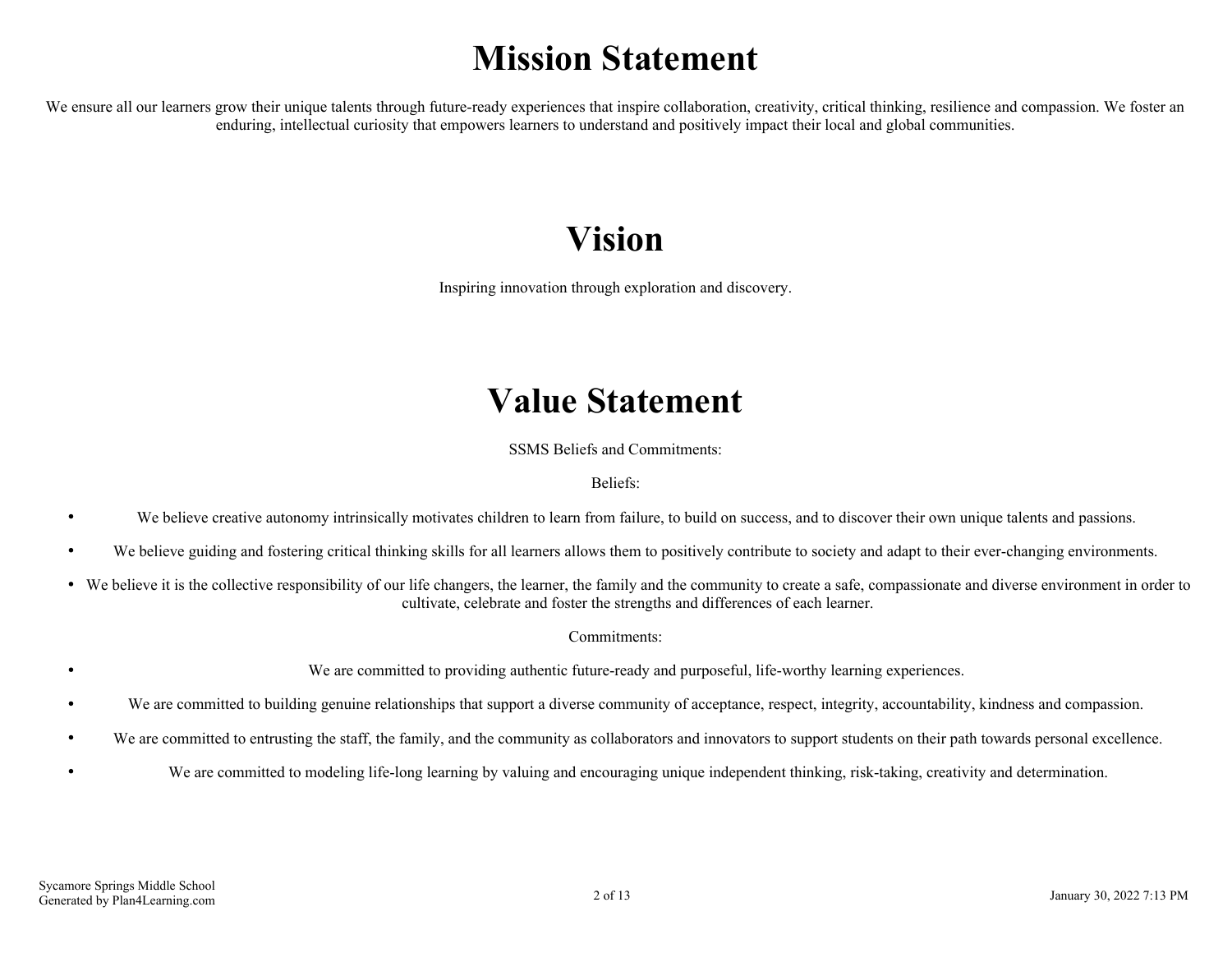# Mission Statement

We ensure all our learners grow their unique talents through future-ready experiences that inspire collaboration, creativity, critical thinking, resilience and compassion. We foster an enduring, intellectual curiosity that empowers learners to understand and positively impact their local and global communities.

# Vision

Inspiring innovation through exploration and discovery.

# Value Statement

SSMS Beliefs and Commitments:

Beliefs:

- We believe creative autonomy intrinsically motivates children to learn from failure, to build on success, and to discover their own unique talents and passions.
- We believe guiding and fostering critical thinking skills for all learners allows them to positively contribute to society and adapt to their ever-changing environments.
- We believe it is the collective responsibility of our life changers, the learner, the family and the community to create a safe, compassionate and diverse environment in order to cultivate, celebrate and foster the strengths and differences of each learner.

Commitments:

- We are committed to providing authentic future-ready and purposeful, life-worthy learning experiences.
- We are committed to building genuine relationships that support a diverse community of acceptance, respect, integrity, accountability, kindness and compassion.
- We are committed to entrusting the staff, the family, and the community as collaborators and innovators to support students on their path towards personal excellence.
- We are committed to modeling life-long learning by valuing and encouraging unique independent thinking, risk-taking, creativity and determination.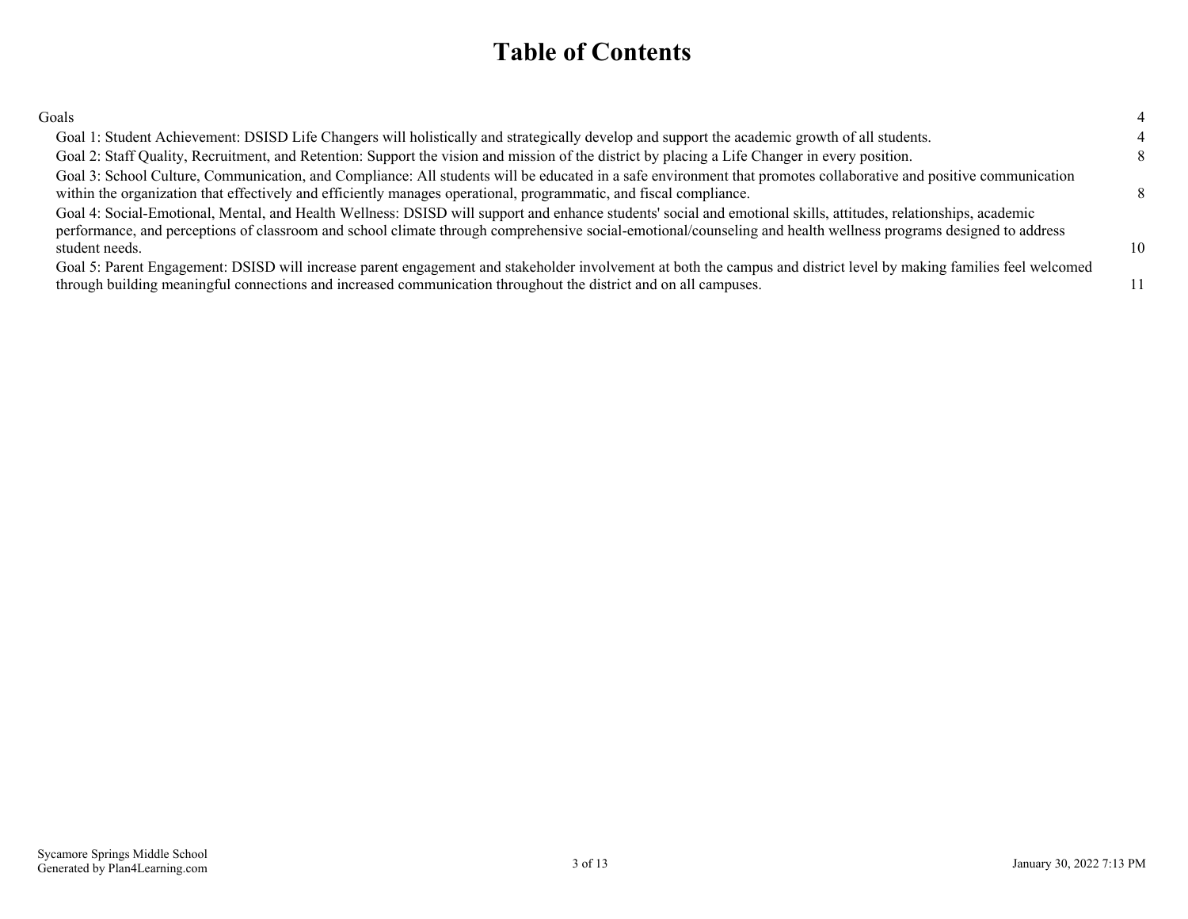# Table of Contents

Goals 4

- Goal 1: Student Achievement: DSISD Life Changers will holistically and strategically develop and support the academic growth of all students. 4
- Goal 2: Staff Quality, Recruitment, and Retention: Support the vision and mission of the district by placing a Life Changer in every position. 8
- Goal 3: School Culture, Communication, and Compliance: All students will be educated in a safe environment that promotes collaborative and positive communication within the organization that effectively and efficiently manages operational, programmatic, and fiscal compliance. 8
- Goal 4: Social-Emotional, Mental, and Health Wellness: DSISD will support and enhance students' social and emotional skills, attitudes, relationships, academic performance, and perceptions of classroom and school climate through comprehensive social-emotional/counseling and health wellness programs designed to address student needs. 10
- Goal 5: Parent Engagement: DSISD will increase parent engagement and stakeholder involvement at both the campus and district level by making families feel welcomed through building meaningful connections and increased communication throughout the district and on all campuses. 11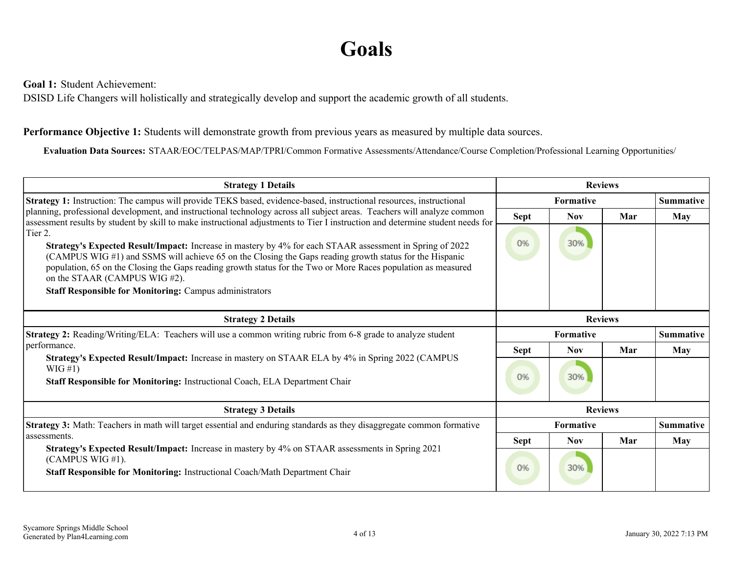# Goals

**Goal 1:** Student Achievement:
DSISD Life Changers will holistically and strategically develop and support the academic growth of all students.

**Performance Objective 1:** Students will demonstrate growth from previous years as measured by multiple data sources.

**Evaluation Data Sources:** STAAR/EOC/TELPAS/MAP/TPRI/Common Formative Assessments/Attendance/Course Completion/Professional Learning Opportunities/

| Strategy 1 Details | Reviews | | | |
|---|---|---|---|---|
| | Formative | | | Summative |
| | Sept | Nov | Mar | May |
| **Strategy 1:** Instruction: The campus will provide TEKS based, evidence-based, instructional resources, instructional planning, professional development, and instructional technology across all subject areas. Teachers will analyze common assessment results by student by skill to make instructional adjustments to Tier I instruction and determine student needs for Tier 2.<br>**Strategy's Expected Result/Impact:** Increase in mastery by 4% for each STAAR assessment in Spring of 2022 (CAMPUS WIG #1) and SSMS will achieve 65 on the Closing the Gaps reading growth status for the Hispanic population, 65 on the Closing the Gaps reading growth status for the Two or More Races population as measured on the STAAR (CAMPUS WIG #2).<br>**Staff Responsible for Monitoring:** Campus administrators | 0% | 30% | | |

| Strategy 2 Details | Reviews | | | |
|---|---|---|---|---|
| | Formative | | | Summative |
| | Sept | Nov | Mar | May |
| **Strategy 2:** Reading/Writing/ELA: Teachers will use a common writing rubric from 6-8 grade to analyze student performance.<br>**Strategy's Expected Result/Impact:** Increase in mastery on STAAR ELA by 4% in Spring 2022 (CAMPUS WIG #1)<br>**Staff Responsible for Monitoring:** Instructional Coach, ELA Department Chair | 0% | 30% | | |

| Strategy 3 Details | Reviews | | | |
|---|---|---|---|---|
| | Formative | | | Summative |
| | Sept | Nov | Mar | May |
| **Strategy 3:** Math: Teachers in math will target essential and enduring standards as they disaggregate common formative assessments.<br>**Strategy's Expected Result/Impact:** Increase in mastery by 4% on STAAR assessments in Spring 2021 (CAMPUS WIG #1).<br>**Staff Responsible for Monitoring:** Instructional Coach/Math Department Chair | 0% | 30% | | |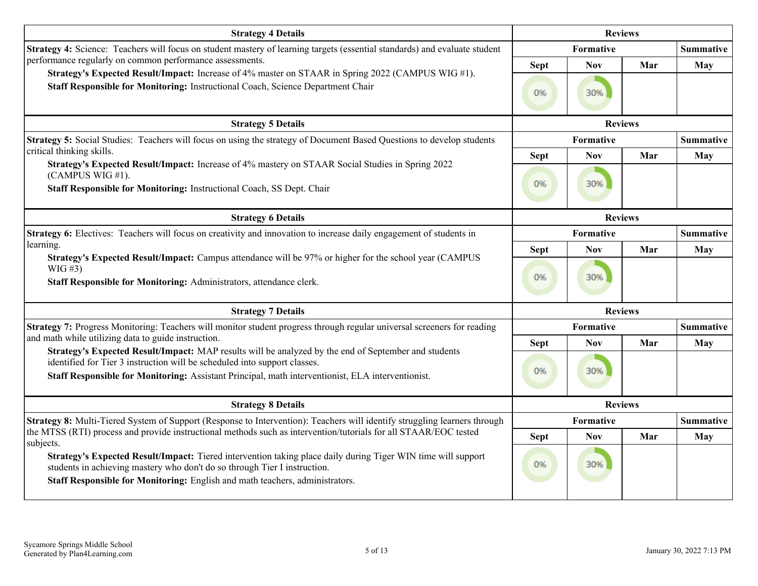| Strategy 4 Details | Reviews | | | |
|---|---|---|---|---|
| | Formative | | | Summative |
| | Sept | Nov | Mar | May |
| **Strategy 4:** Science: Teachers will focus on student mastery of learning targets (essential standards) and evaluate student performance regularly on common performance assessments.<br>**Strategy's Expected Result/Impact:** Increase of 4% master on STAAR in Spring 2022 (CAMPUS WIG #1).<br>**Staff Responsible for Monitoring:** Instructional Coach, Science Department Chair | 0% | 30% | | |

| Strategy 5 Details | Reviews | | | |
|---|---|---|---|---|
| | Formative | | | Summative |
| | Sept | Nov | Mar | May |
| **Strategy 5:** Social Studies: Teachers will focus on using the strategy of Document Based Questions to develop students critical thinking skills.<br>**Strategy's Expected Result/Impact:** Increase of 4% mastery on STAAR Social Studies in Spring 2022 (CAMPUS WIG #1).<br>**Staff Responsible for Monitoring:** Instructional Coach, SS Dept. Chair | 0% | 30% | | |

| Strategy 6 Details | Reviews | | | |
|---|---|---|---|---|
| | Formative | | | Summative |
| | Sept | Nov | Mar | May |
| **Strategy 6:** Electives: Teachers will focus on creativity and innovation to increase daily engagement of students in learning.<br>**Strategy's Expected Result/Impact:** Campus attendance will be 97% or higher for the school year (CAMPUS WIG #3)<br>**Staff Responsible for Monitoring:** Administrators, attendance clerk. | 0% | 30% | | |

| Strategy 7 Details | Reviews | | | |
|---|---|---|---|---|
| | Formative | | | Summative |
| | Sept | Nov | Mar | May |
| **Strategy 7:** Progress Monitoring: Teachers will monitor student progress through regular universal screeners for reading and math while utilizing data to guide instruction.<br>**Strategy's Expected Result/Impact:** MAP results will be analyzed by the end of September and students identified for Tier 3 instruction will be scheduled into support classes.<br>**Staff Responsible for Monitoring:** Assistant Principal, math interventionist, ELA interventionist. | 0% | 30% | | |

| Strategy 8 Details | Reviews | | | |
|---|---|---|---|---|
| | Formative | | | Summative |
| | Sept | Nov | Mar | May |
| **Strategy 8:** Multi-Tiered System of Support (Response to Intervention): Teachers will identify struggling learners through the MTSS (RTI) process and provide instructional methods such as intervention/tutorials for all STAAR/EOC tested subjects.<br>**Strategy's Expected Result/Impact:** Tiered intervention taking place daily during Tiger WIN time will support students in achieving mastery who don't do so through Tier I instruction.<br>**Staff Responsible for Monitoring:** English and math teachers, administrators. | 0% | 30% | | |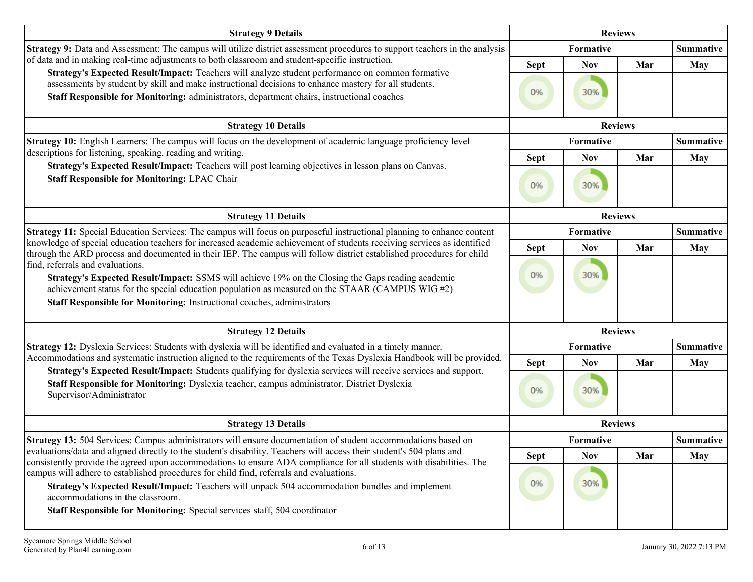| Strategy 9 Details | Reviews | | | |
|---|---|---|---|---|
| **Strategy 9:** Data and Assessment: The campus will utilize district assessment procedures to support teachers in the analysis of data and in making real-time adjustments to both classroom and student-specific instruction.<br>**Strategy's Expected Result/Impact:** Teachers will analyze student performance on common formative assessments by student by skill and make instructional decisions to enhance mastery for all students.<br>**Staff Responsible for Monitoring:** administrators, department chairs, instructional coaches | Formative | | | Summative |
| | Sept | Nov | Mar | May |
| | 0% | 30% | | |

| Strategy 10 Details | Reviews | | | |
|---|---|---|---|---|
| **Strategy 10:** English Learners: The campus will focus on the development of academic language proficiency level descriptions for listening, speaking, reading and writing.<br>**Strategy's Expected Result/Impact:** Teachers will post learning objectives in lesson plans on Canvas.<br>**Staff Responsible for Monitoring:** LPAC Chair | Formative | | | Summative |
| | Sept | Nov | Mar | May |
| | 0% | 30% | | |

| Strategy 11 Details | Reviews | | | |
|---|---|---|---|---|
| **Strategy 11:** Special Education Services: The campus will focus on purposeful instructional planning to enhance content knowledge of special education teachers for increased academic achievement of students receiving services as identified through the ARD process and documented in their IEP. The campus will follow district established procedures for child find, referrals and evaluations.<br>**Strategy's Expected Result/Impact:** SSMS will achieve 19% on the Closing the Gaps reading academic achievement status for the special education population as measured on the STAAR (CAMPUS WIG #2)<br>**Staff Responsible for Monitoring:** Instructional coaches, administrators | Formative | | | Summative |
| | Sept | Nov | Mar | May |
| | 0% | 30% | | |

| Strategy 12 Details | Reviews | | | |
|---|---|---|---|---|
| **Strategy 12:** Dyslexia Services: Students with dyslexia will be identified and evaluated in a timely manner. Accommodations and systematic instruction aligned to the requirements of the Texas Dyslexia Handbook will be provided.<br>**Strategy's Expected Result/Impact:** Students qualifying for dyslexia services will receive services and support.<br>**Staff Responsible for Monitoring:** Dyslexia teacher, campus administrator, District Dyslexia Supervisor/Administrator | Formative | | | Summative |
| | Sept | Nov | Mar | May |
| | 0% | 30% | | |

| Strategy 13 Details | Reviews | | | |
|---|---|---|---|---|
| **Strategy 13:** 504 Services: Campus administrators will ensure documentation of student accommodations based on evaluations/data and aligned directly to the student's disability. Teachers will access their student's 504 plans and consistently provide the agreed upon accommodations to ensure ADA compliance for all students with disabilities. The campus will adhere to established procedures for child find, referrals and evaluations.<br>**Strategy's Expected Result/Impact:** Teachers will unpack 504 accommodation bundles and implement accommodations in the classroom.<br>**Staff Responsible for Monitoring:** Special services staff, 504 coordinator | Formative | | | Summative |
| | Sept | Nov | Mar | May |
| | 0% | 30% | | |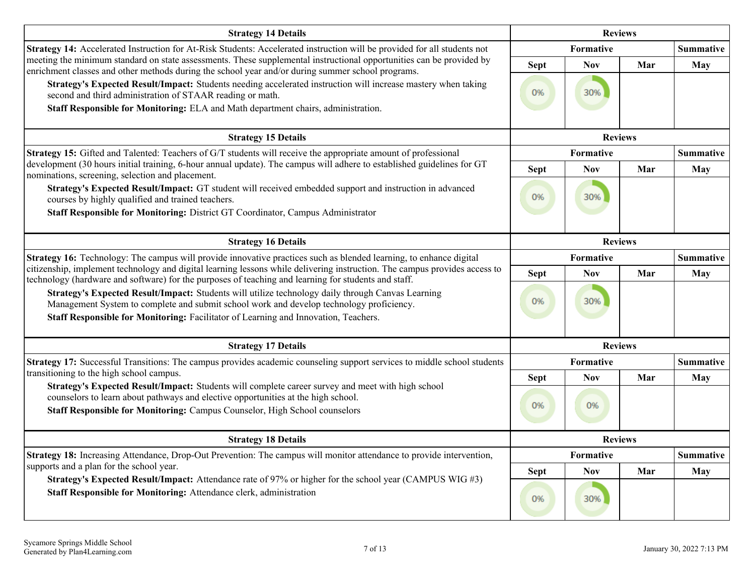| Strategy 14 Details | Reviews | | | |
|---|---|---|---|---|
| **Strategy 14:** Accelerated Instruction for At-Risk Students: Accelerated instruction will be provided for all students not meeting the minimum standard on state assessments. These supplemental instructional opportunities can be provided by enrichment classes and other methods during the school year and/or during summer school programs. <br> **Strategy's Expected Result/Impact:** Students needing accelerated instruction will increase mastery when taking second and third administration of STAAR reading or math. <br> **Staff Responsible for Monitoring:** ELA and Math department chairs, administration. | **Formative** | | | **Summative** |
| | Sept | Nov | Mar | May |
| | 0% | 30% | | |

| Strategy 15 Details | Reviews | | | |
|---|---|---|---|---|
| **Strategy 15:** Gifted and Talented: Teachers of G/T students will receive the appropriate amount of professional development (30 hours initial training, 6-hour annual update). The campus will adhere to established guidelines for GT nominations, screening, selection and placement. <br> **Strategy's Expected Result/Impact:** GT student will received embedded support and instruction in advanced courses by highly qualified and trained teachers. <br> **Staff Responsible for Monitoring:** District GT Coordinator, Campus Administrator | **Formative** | | | **Summative** |
| | Sept | Nov | Mar | May |
| | 0% | 30% | | |

| Strategy 16 Details | Reviews | | | |
|---|---|---|---|---|
| **Strategy 16:** Technology: The campus will provide innovative practices such as blended learning, to enhance digital citizenship, implement technology and digital learning lessons while delivering instruction. The campus provides access to technology (hardware and software) for the purposes of teaching and learning for students and staff. <br> **Strategy's Expected Result/Impact:** Students will utilize technology daily through Canvas Learning Management System to complete and submit school work and develop technology proficiency. <br> **Staff Responsible for Monitoring:** Facilitator of Learning and Innovation, Teachers. | **Formative** | | | **Summative** |
| | Sept | Nov | Mar | May |
| | 0% | 30% | | |

| Strategy 17 Details | Reviews | | | |
|---|---|---|---|---|
| **Strategy 17:** Successful Transitions: The campus provides academic counseling support services to middle school students transitioning to the high school campus. <br> **Strategy's Expected Result/Impact:** Students will complete career survey and meet with high school counselors to learn about pathways and elective opportunities at the high school. <br> **Staff Responsible for Monitoring:** Campus Counselor, High School counselors | **Formative** | | | **Summative** |
| | Sept | Nov | Mar | May |
| | 0% | 0% | | |

| Strategy 18 Details | Reviews | | | |
|---|---|---|---|---|
| **Strategy 18:** Increasing Attendance, Drop-Out Prevention: The campus will monitor attendance to provide intervention, supports and a plan for the school year. <br> **Strategy's Expected Result/Impact:** Attendance rate of 97% or higher for the school year (CAMPUS WIG #3) <br> **Staff Responsible for Monitoring:** Attendance clerk, administration | **Formative** | | | **Summative** |
| | Sept | Nov | Mar | May |
| | 0% | 30% | | |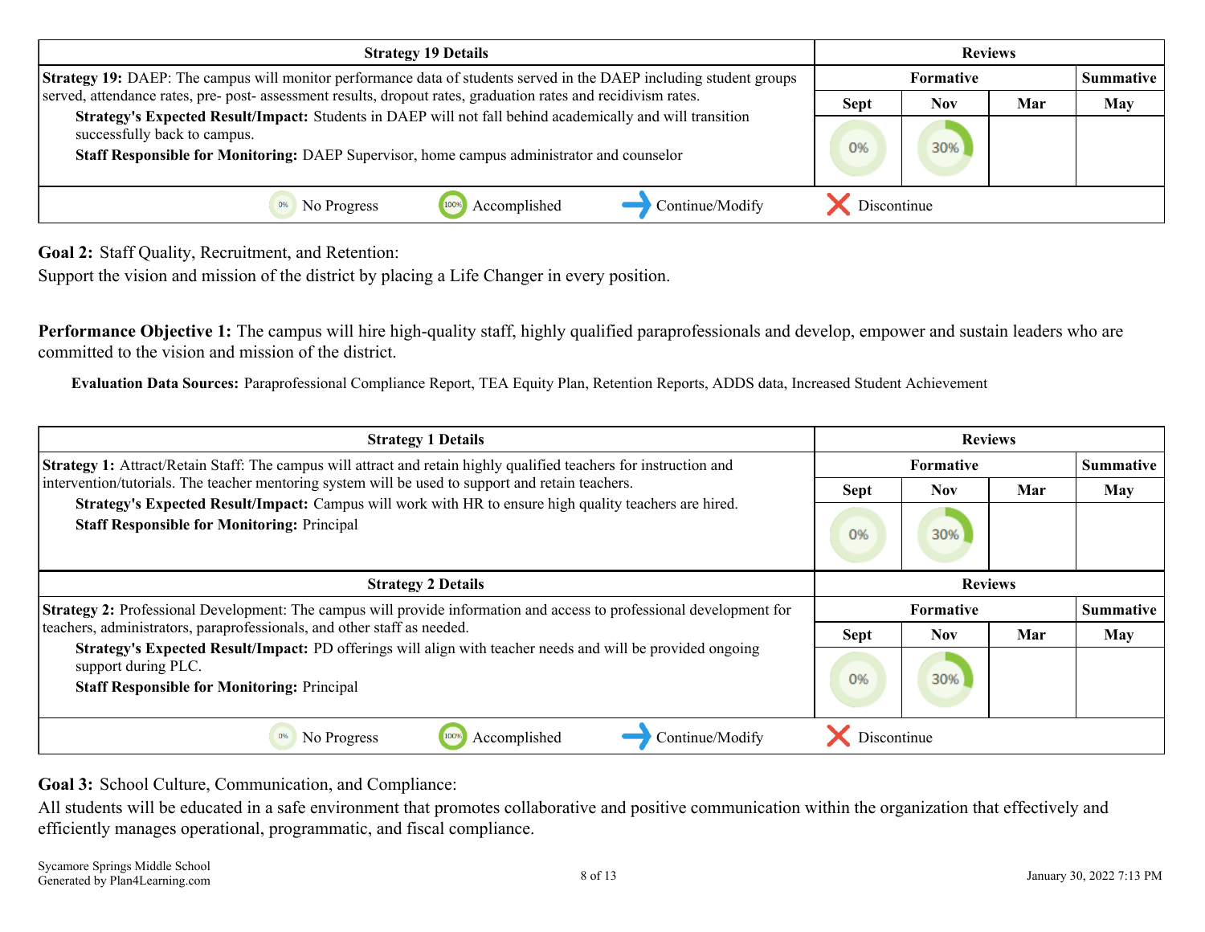| Strategy 19 Details | Reviews | | | |
|---|---|---|---|---|
| | Formative | | | Summative |
| | Sept | Nov | Mar | May |
| **Strategy 19:** DAEP: The campus will monitor performance data of students served in the DAEP including student groups served, attendance rates, pre- post- assessment results, dropout rates, graduation rates and recidivism rates.<br>**Strategy's Expected Result/Impact:** Students in DAEP will not fall behind academically and will transition successfully back to campus.<br>**Staff Responsible for Monitoring:** DAEP Supervisor, home campus administrator and counselor | 0% | 30% | | |

0% No Progress | 100% Accomplished | Continue/Modify | Discontinue

**Goal 2:** Staff Quality, Recruitment, and Retention:
Support the vision and mission of the district by placing a Life Changer in every position.

**Performance Objective 1:** The campus will hire high-quality staff, highly qualified paraprofessionals and develop, empower and sustain leaders who are committed to the vision and mission of the district.

**Evaluation Data Sources:** Paraprofessional Compliance Report, TEA Equity Plan, Retention Reports, ADDS data, Increased Student Achievement

| Strategy 1 Details | Reviews | | | |
|---|---|---|---|---|
| | Formative | | | Summative |
| | Sept | Nov | Mar | May |
| **Strategy 1:** Attract/Retain Staff: The campus will attract and retain highly qualified teachers for instruction and intervention/tutorials. The teacher mentoring system will be used to support and retain teachers.<br>**Strategy's Expected Result/Impact:** Campus will work with HR to ensure high quality teachers are hired.<br>**Staff Responsible for Monitoring:** Principal | 0% | 30% | | |

| Strategy 2 Details | Reviews | | | |
|---|---|---|---|---|
| | Formative | | | Summative |
| | Sept | Nov | Mar | May |
| **Strategy 2:** Professional Development: The campus will provide information and access to professional development for teachers, administrators, paraprofessionals, and other staff as needed.<br>**Strategy's Expected Result/Impact:** PD offerings will align with teacher needs and will be provided ongoing support during PLC.<br>**Staff Responsible for Monitoring:** Principal | 0% | 30% | | |

0% No Progress | 100% Accomplished | Continue/Modify | Discontinue

**Goal 3:** School Culture, Communication, and Compliance:
All students will be educated in a safe environment that promotes collaborative and positive communication within the organization that effectively and efficiently manages operational, programmatic, and fiscal compliance.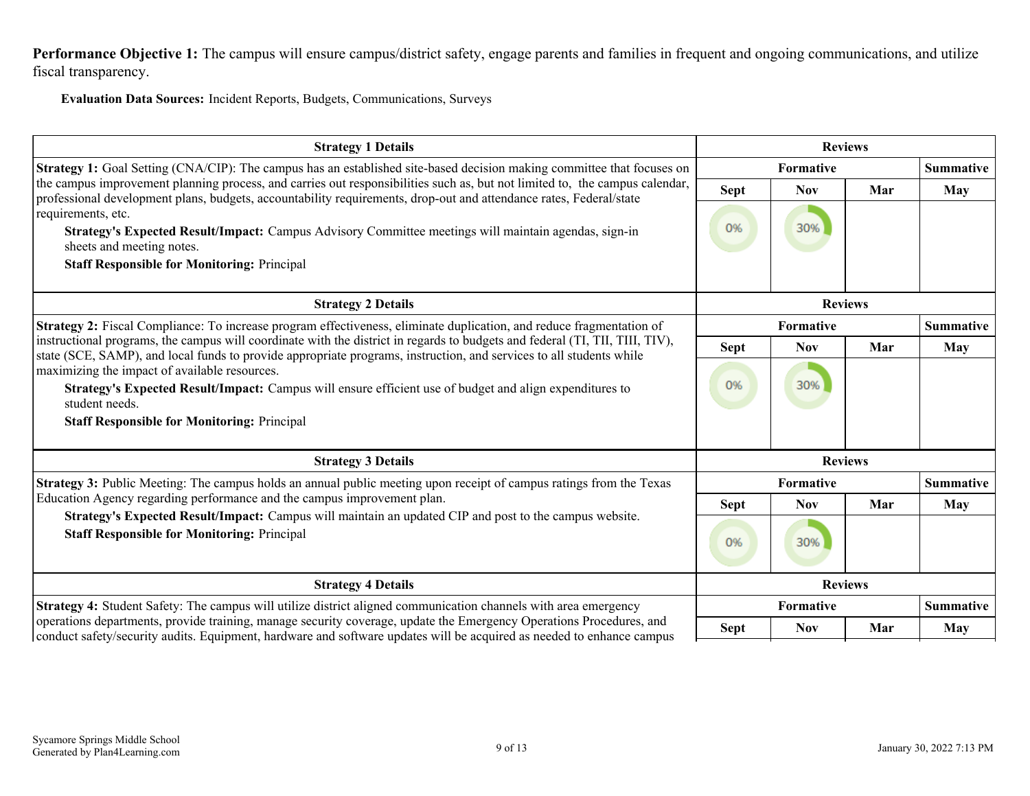**Performance Objective 1:** The campus will ensure campus/district safety, engage parents and families in frequent and ongoing communications, and utilize fiscal transparency.

**Evaluation Data Sources:** Incident Reports, Budgets, Communications, Surveys

| Strategy 1 Details | Reviews | | | |
|---|---|---|---|---|
| | Formative | | | Summative |
| **Strategy 1:** Goal Setting (CNA/CIP): The campus has an established site-based decision making committee that focuses on the campus improvement planning process, and carries out responsibilities such as, but not limited to, the campus calendar, professional development plans, budgets, accountability requirements, drop-out and attendance rates, Federal/state requirements, etc. **Strategy's Expected Result/Impact:** Campus Advisory Committee meetings will maintain agendas, sign-in sheets and meeting notes. **Staff Responsible for Monitoring:** Principal | Sept | Nov | Mar | May |
| | 0% | 30% | | |

| Strategy 2 Details | Reviews | | | |
|---|---|---|---|---|
| | Formative | | | Summative |
| **Strategy 2:** Fiscal Compliance: To increase program effectiveness, eliminate duplication, and reduce fragmentation of instructional programs, the campus will coordinate with the district in regards to budgets and federal (TI, TII, TIII, TIV), state (SCE, SAMP), and local funds to provide appropriate programs, instruction, and services to all students while maximizing the impact of available resources. **Strategy's Expected Result/Impact:** Campus will ensure efficient use of budget and align expenditures to student needs. **Staff Responsible for Monitoring:** Principal | Sept | Nov | Mar | May |
| | 0% | 30% | | |

| Strategy 3 Details | Reviews | | | |
|---|---|---|---|---|
| | Formative | | | Summative |
| **Strategy 3:** Public Meeting: The campus holds an annual public meeting upon receipt of campus ratings from the Texas Education Agency regarding performance and the campus improvement plan. **Strategy's Expected Result/Impact:** Campus will maintain an updated CIP and post to the campus website. **Staff Responsible for Monitoring:** Principal | Sept | Nov | Mar | May |
| | 0% | 30% | | |

| Strategy 4 Details | Reviews | | | |
|---|---|---|---|---|
| | Formative | | | Summative |
| **Strategy 4:** Student Safety: The campus will utilize district aligned communication channels with area emergency operations departments, provide training, manage security coverage, update the Emergency Operations Procedures, and conduct safety/security audits. Equipment, hardware and software updates will be acquired as needed to enhance campus | Sept | Nov | Mar | May |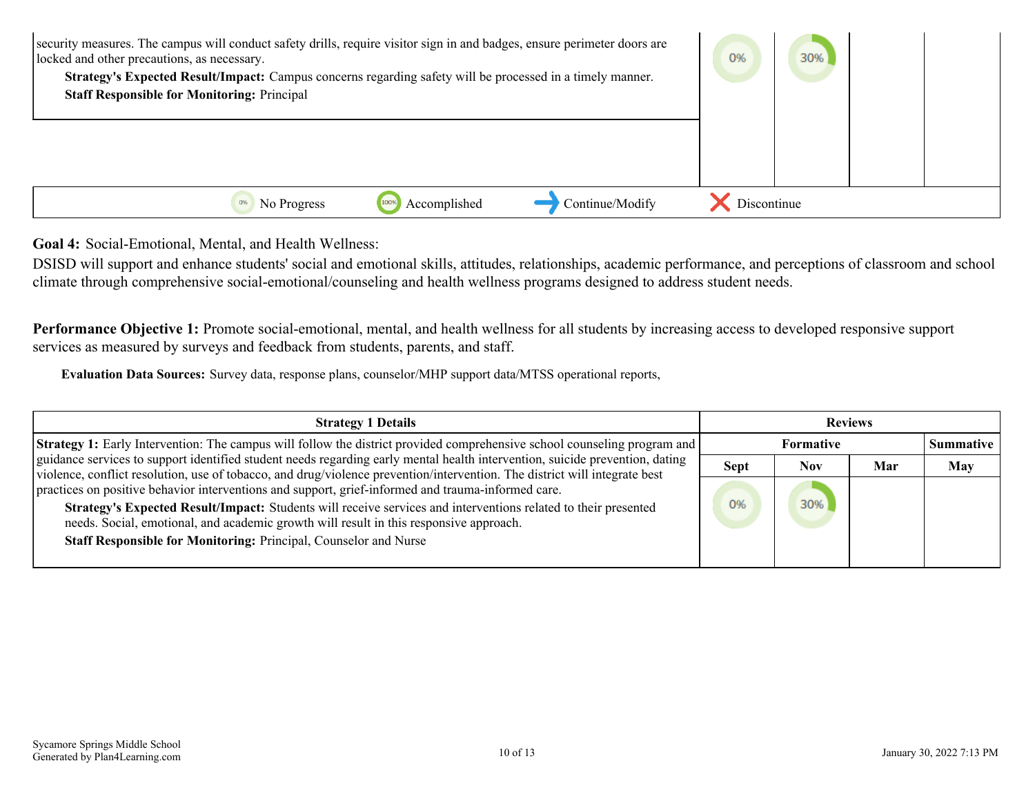| | Sept | Nov | Mar | May |
|---|---|---|---|---|
| security measures. The campus will conduct safety drills, require visitor sign in and badges, ensure perimeter doors are locked and other precautions, as necessary. **Strategy's Expected Result/Impact:** Campus concerns regarding safety will be processed in a timely manner. **Staff Responsible for Monitoring:** Principal | 0% | 30% | | |

0% No Progress | 100% Accomplished | Continue/Modify | Discontinue

**Goal 4:** Social-Emotional, Mental, and Health Wellness:

DSISD will support and enhance students' social and emotional skills, attitudes, relationships, academic performance, and perceptions of classroom and school climate through comprehensive social-emotional/counseling and health wellness programs designed to address student needs.

**Performance Objective 1:** Promote social-emotional, mental, and health wellness for all students by increasing access to developed responsive support services as measured by surveys and feedback from students, parents, and staff.

**Evaluation Data Sources:** Survey data, response plans, counselor/MHP support data/MTSS operational reports,

| Strategy 1 Details | Reviews | | | |
|---|---|---|---|---|
| | Formative | | | Summative |
| | Sept | Nov | Mar | May |
| **Strategy 1:** Early Intervention: The campus will follow the district provided comprehensive school counseling program and guidance services to support identified student needs regarding early mental health intervention, suicide prevention, dating violence, conflict resolution, use of tobacco, and drug/violence prevention/intervention. The district will integrate best practices on positive behavior interventions and support, grief-informed and trauma-informed care. **Strategy's Expected Result/Impact:** Students will receive services and interventions related to their presented needs. Social, emotional, and academic growth will result in this responsive approach. **Staff Responsible for Monitoring:** Principal, Counselor and Nurse | 0% | 30% | | |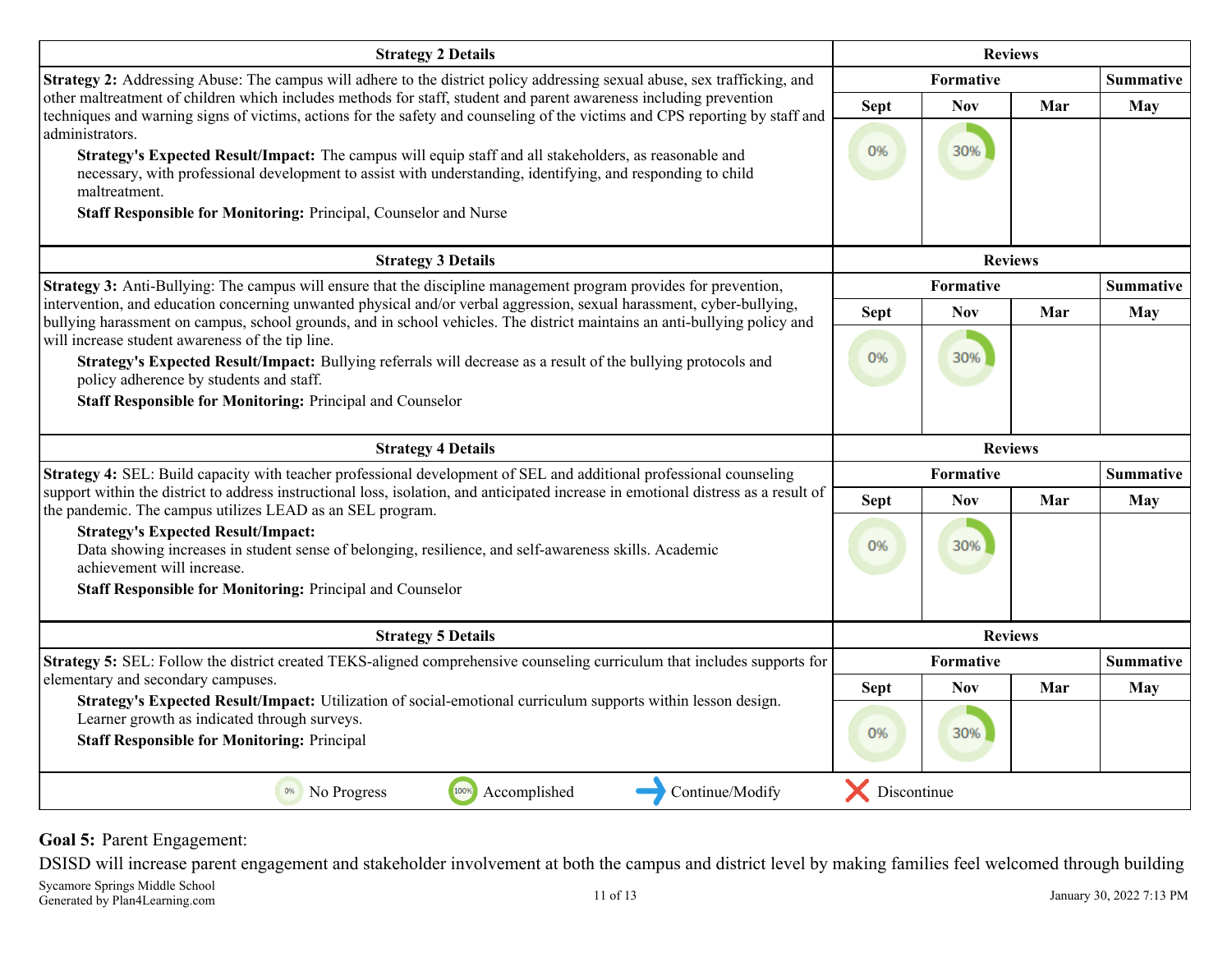| Strategy 2 Details | Reviews | | | |
|---|---|---|---|---|
| **Strategy 2:** Addressing Abuse: The campus will adhere to the district policy addressing sexual abuse, sex trafficking, and other maltreatment of children which includes methods for staff, student and parent awareness including prevention techniques and warning signs of victims, actions for the safety and counseling of the victims and CPS reporting by staff and administrators.<br>**Strategy's Expected Result/Impact:** The campus will equip staff and all stakeholders, as reasonable and necessary, with professional development to assist with understanding, identifying, and responding to child maltreatment.<br>**Staff Responsible for Monitoring:** Principal, Counselor and Nurse | **Formative** | | | **Summative** |
| | **Sept** | **Nov** | **Mar** | **May** |
| | 0% | 30% | | |

| Strategy 3 Details | Reviews | | | |
|---|---|---|---|---|
| **Strategy 3:** Anti-Bullying: The campus will ensure that the discipline management program provides for prevention, intervention, and education concerning unwanted physical and/or verbal aggression, sexual harassment, cyber-bullying, bullying harassment on campus, school grounds, and in school vehicles. The district maintains an anti-bullying policy and will increase student awareness of the tip line.<br>**Strategy's Expected Result/Impact:** Bullying referrals will decrease as a result of the bullying protocols and policy adherence by students and staff.<br>**Staff Responsible for Monitoring:** Principal and Counselor | **Formative** | | | **Summative** |
| | **Sept** | **Nov** | **Mar** | **May** |
| | 0% | 30% | | |

| Strategy 4 Details | Reviews | | | |
|---|---|---|---|---|
| **Strategy 4:** SEL: Build capacity with teacher professional development of SEL and additional professional counseling support within the district to address instructional loss, isolation, and anticipated increase in emotional distress as a result of the pandemic. The campus utilizes LEAD as an SEL program.<br>**Strategy's Expected Result/Impact:**<br>Data showing increases in student sense of belonging, resilience, and self-awareness skills. Academic achievement will increase.<br>**Staff Responsible for Monitoring:** Principal and Counselor | **Formative** | | | **Summative** |
| | **Sept** | **Nov** | **Mar** | **May** |
| | 0% | 30% | | |

| Strategy 5 Details | Reviews | | | |
|---|---|---|---|---|
| **Strategy 5:** SEL: Follow the district created TEKS-aligned comprehensive counseling curriculum that includes supports for elementary and secondary campuses.<br>**Strategy's Expected Result/Impact:** Utilization of social-emotional curriculum supports within lesson design. Learner growth as indicated through surveys.<br>**Staff Responsible for Monitoring:** Principal | **Formative** | | | **Summative** |
| | **Sept** | **Nov** | **Mar** | **May** |
| | 0% | 30% | | |

0% No Progress | 100% Accomplished | → Continue/Modify | ✕ Discontinue

**Goal 5:** Parent Engagement:

DSISD will increase parent engagement and stakeholder involvement at both the campus and district level by making families feel welcomed through building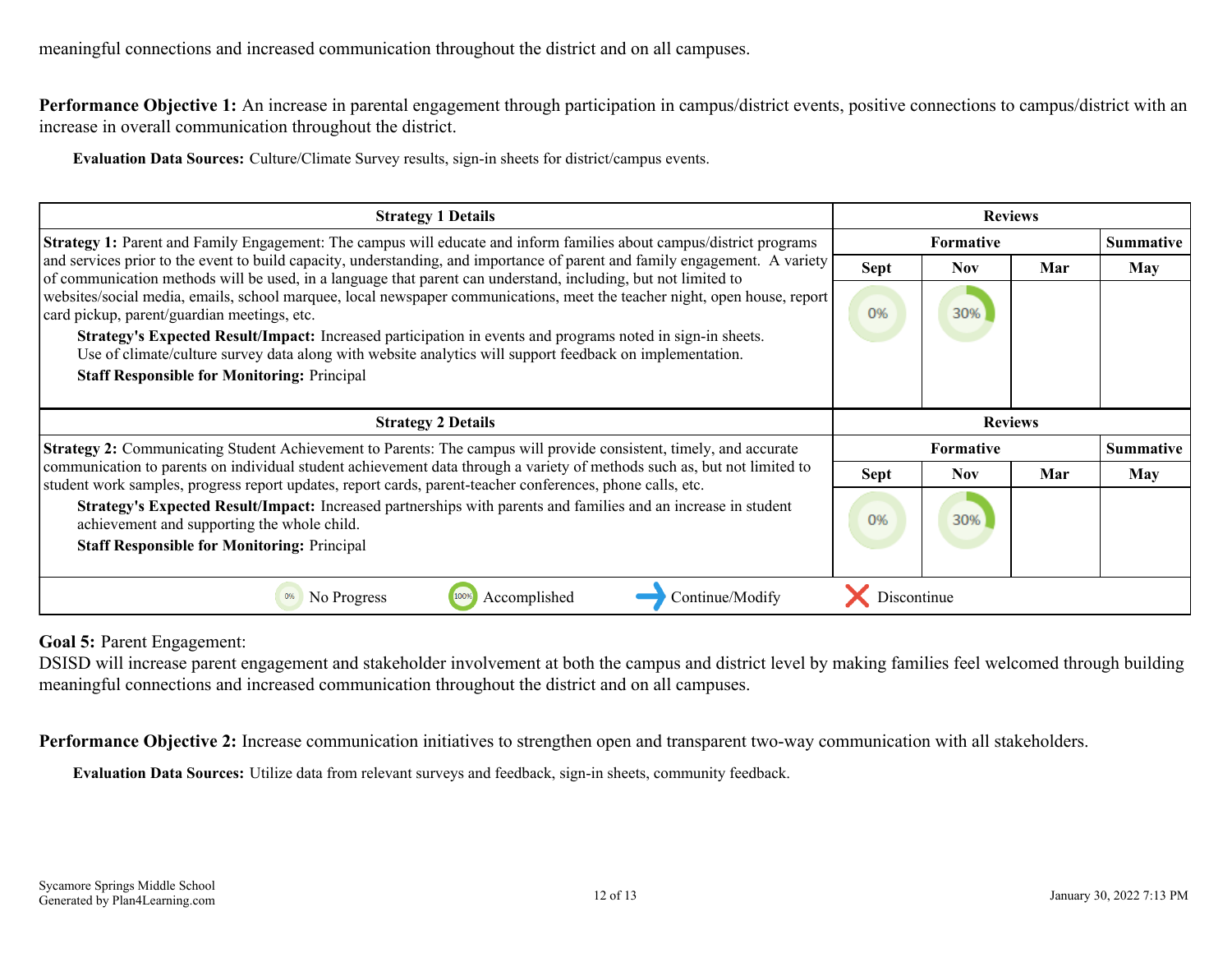meaningful connections and increased communication throughout the district and on all campuses.

**Performance Objective 1:** An increase in parental engagement through participation in campus/district events, positive connections to campus/district with an increase in overall communication throughout the district.

**Evaluation Data Sources:** Culture/Climate Survey results, sign-in sheets for district/campus events.

| Strategy 1 Details | Reviews | | | |
|---|---|---|---|---|
| | Formative | | | Summative |
| | Sept | Nov | Mar | May |
| **Strategy 1:** Parent and Family Engagement: The campus will educate and inform families about campus/district programs and services prior to the event to build capacity, understanding, and importance of parent and family engagement. A variety of communication methods will be used, in a language that parent can understand, including, but not limited to websites/social media, emails, school marquee, local newspaper communications, meet the teacher night, open house, report card pickup, parent/guardian meetings, etc.<br>**Strategy's Expected Result/Impact:** Increased participation in events and programs noted in sign-in sheets. Use of climate/culture survey data along with website analytics will support feedback on implementation.<br>**Staff Responsible for Monitoring:** Principal | 0% | 30% | | |

| Strategy 2 Details | Reviews | | | |
|---|---|---|---|---|
| | Formative | | | Summative |
| | Sept | Nov | Mar | May |
| **Strategy 2:** Communicating Student Achievement to Parents: The campus will provide consistent, timely, and accurate communication to parents on individual student achievement data through a variety of methods such as, but not limited to student work samples, progress report updates, report cards, parent-teacher conferences, phone calls, etc.<br>**Strategy's Expected Result/Impact:** Increased partnerships with parents and families and an increase in student achievement and supporting the whole child.<br>**Staff Responsible for Monitoring:** Principal | 0% | 30% | | |

0% No Progress | 100% Accomplished | Continue/Modify | Discontinue

**Goal 5:** Parent Engagement:
DSISD will increase parent engagement and stakeholder involvement at both the campus and district level by making families feel welcomed through building meaningful connections and increased communication throughout the district and on all campuses.

**Performance Objective 2:** Increase communication initiatives to strengthen open and transparent two-way communication with all stakeholders.

**Evaluation Data Sources:** Utilize data from relevant surveys and feedback, sign-in sheets, community feedback.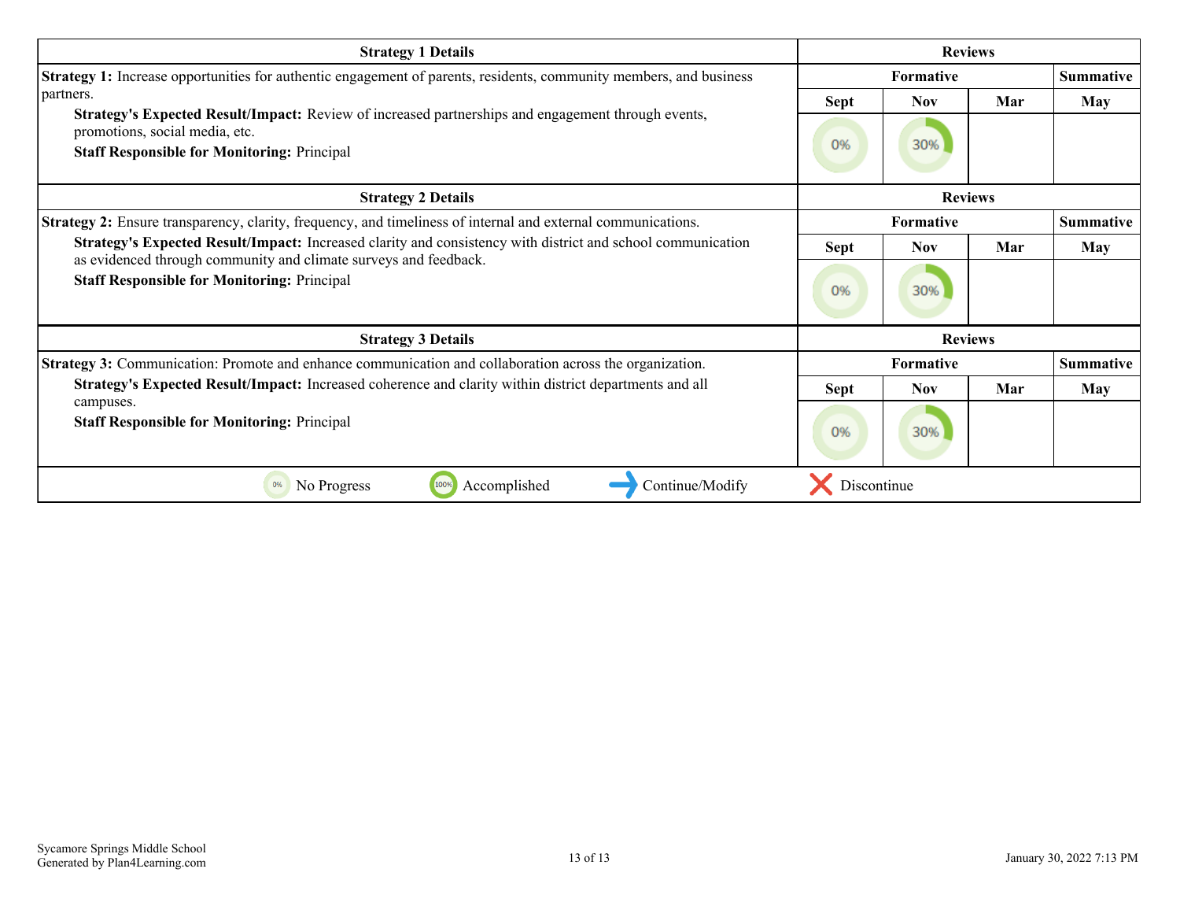| Strategy 1 Details | Reviews | | | |
|---|---|---|---|---|
| **Strategy 1:** Increase opportunities for authentic engagement of parents, residents, community members, and business partners. | Formative | | | Summative |
| **Strategy's Expected Result/Impact:** Review of increased partnerships and engagement through events, promotions, social media, etc. | Sept | Nov | Mar | May |
| **Staff Responsible for Monitoring:** Principal | 0% | 30% | | |

| Strategy 2 Details | Reviews | | | |
|---|---|---|---|---|
| **Strategy 2:** Ensure transparency, clarity, frequency, and timeliness of internal and external communications. | Formative | | | Summative |
| **Strategy's Expected Result/Impact:** Increased clarity and consistency with district and school communication as evidenced through community and climate surveys and feedback. | Sept | Nov | Mar | May |
| **Staff Responsible for Monitoring:** Principal | 0% | 30% | | |

| Strategy 3 Details | Reviews | | | |
|---|---|---|---|---|
| **Strategy 3:** Communication: Promote and enhance communication and collaboration across the organization. | Formative | | | Summative |
| **Strategy's Expected Result/Impact:** Increased coherence and clarity within district departments and all campuses. | Sept | Nov | Mar | May |
| **Staff Responsible for Monitoring:** Principal | 0% | 30% | | |

0% No Progress | 100% Accomplished | Continue/Modify | Discontinue